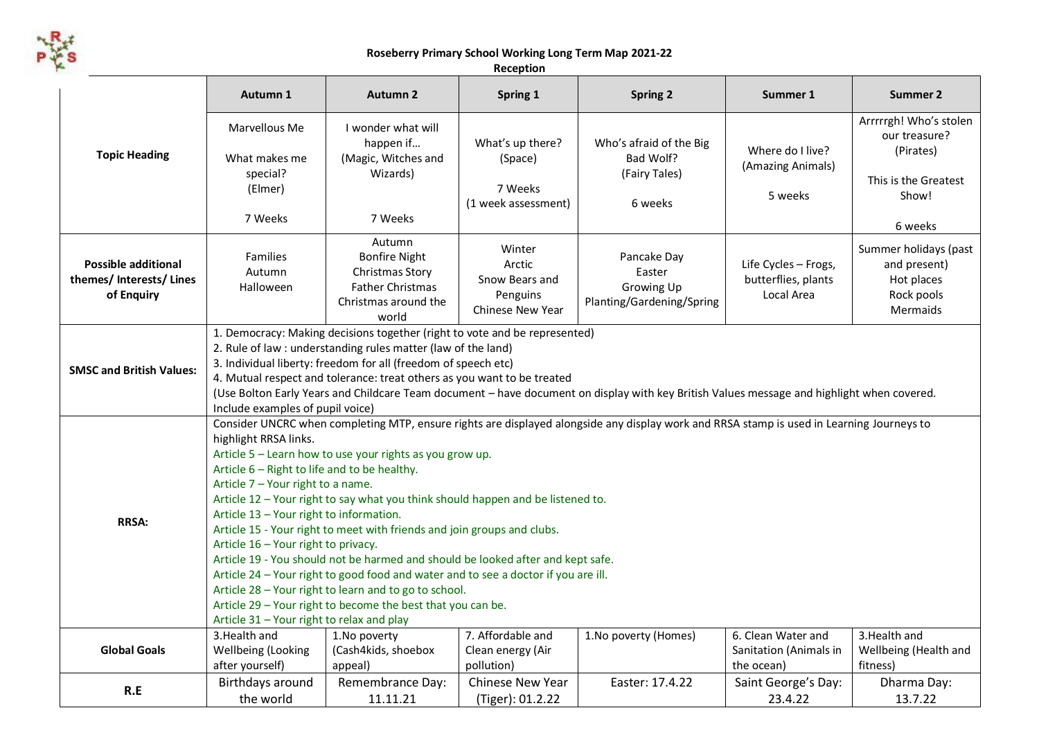# Roseberry Primary School Working Long Term Map 2021-22

## Reception

| | Autumn 1 | Autumn 2 | Spring 1 | Spring 2 | Summer 1 | Summer 2 |
|---|---|---|---|---|---|---|
| **Topic Heading** | Marvellous Me<br><br>What makes me special?<br>(Elmer)<br><br>7 Weeks | I wonder what will happen if…<br>(Magic, Witches and Wizards)<br><br>7 Weeks | What's up there?<br>(Space)<br><br>7 Weeks<br>(1 week assessment) | Who's afraid of the Big Bad Wolf?<br>(Fairy Tales)<br><br>6 weeks | Where do I live?<br>(Amazing Animals)<br><br>5 weeks | Arrrrrgh! Who's stolen our treasure?<br>(Pirates)<br><br>This is the Greatest Show!<br><br>6 weeks |
| **Possible additional themes/ Interests/ Lines of Enquiry** | Families<br>Autumn<br>Halloween | Autumn<br>Bonfire Night<br>Christmas Story<br>Father Christmas<br>Christmas around the world | Winter<br>Arctic<br>Snow Bears and Penguins<br>Chinese New Year | Pancake Day<br>Easter<br>Growing Up<br>Planting/Gardening/Spring | Life Cycles – Frogs, butterflies, plants<br>Local Area | Summer holidays (past and present)<br>Hot places<br>Rock pools<br>Mermaids |
| **SMSC and British Values:** | 1. Democracy: Making decisions together (right to vote and be represented)<br>2. Rule of law : understanding rules matter (law of the land)<br>3. Individual liberty: freedom for all (freedom of speech etc)<br>4. Mutual respect and tolerance: treat others as you want to be treated<br>(Use Bolton Early Years and Childcare Team document – have document on display with key British Values message and highlight when covered. Include examples of pupil voice) | | | | | |
| **RRSA:** | Consider UNCRC when completing MTP, ensure rights are displayed alongside any display work and RRSA stamp is used in Learning Journeys to highlight RRSA links.<br>Article 5 – Learn how to use your rights as you grow up.<br>Article 6 – Right to life and to be healthy.<br>Article 7 – Your right to a name.<br>Article 12 – Your right to say what you think should happen and be listened to.<br>Article 13 – Your right to information.<br>Article 15 - Your right to meet with friends and join groups and clubs.<br>Article 16 – Your right to privacy.<br>Article 19 - You should not be harmed and should be looked after and kept safe.<br>Article 24 – Your right to good food and water and to see a doctor if you are ill.<br>Article 28 – Your right to learn and to go to school.<br>Article 29 – Your right to become the best that you can be.<br>Article 31 – Your right to relax and play | | | | | |
| **Global Goals** | 3.Health and Wellbeing (Looking after yourself) | 1.No poverty (Cash4kids, shoebox appeal) | 7. Affordable and Clean energy (Air pollution) | 1.No poverty (Homes) | 6. Clean Water and Sanitation (Animals in the ocean) | 3.Health and Wellbeing (Health and fitness) |
| **R.E** | Birthdays around the world | Remembrance Day: 11.11.21 | Chinese New Year (Tiger): 01.2.22 | Easter: 17.4.22 | Saint George's Day: 23.4.22 | Dharma Day: 13.7.22 |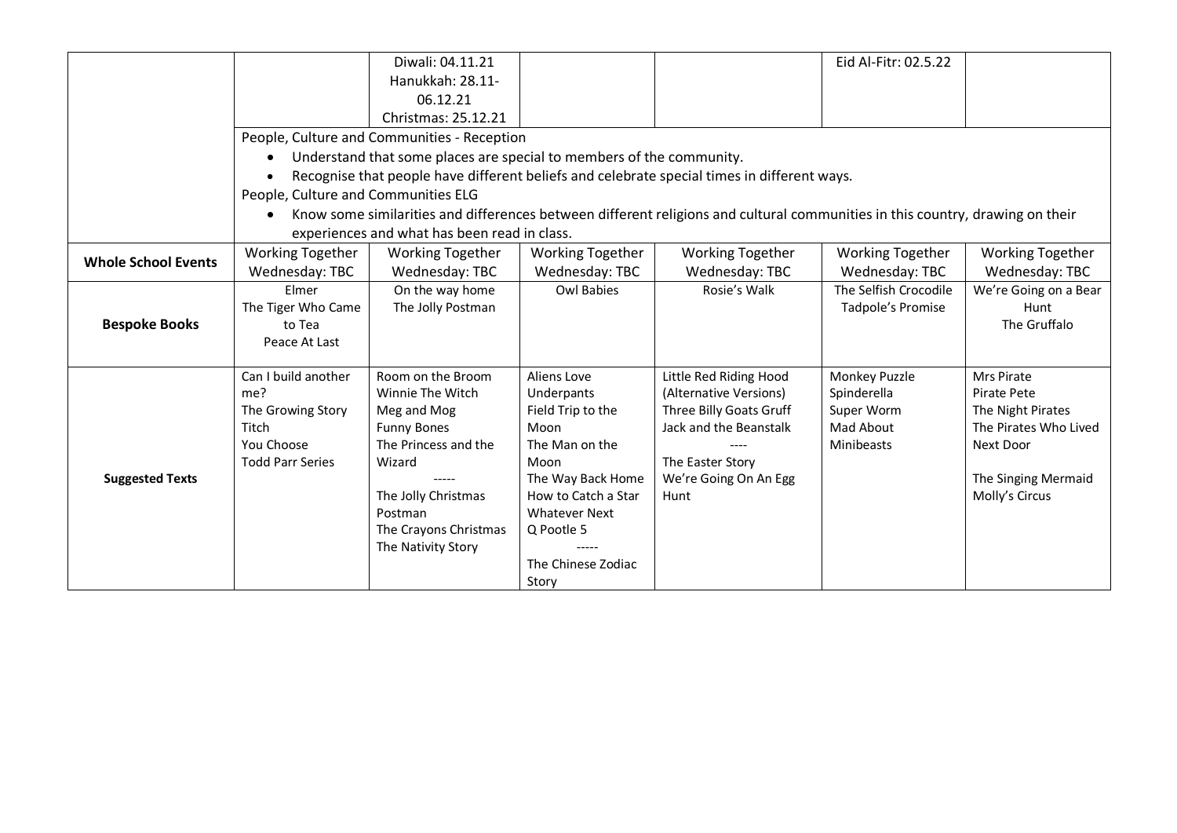| | | | | | | |
|---|---|---|---|---|---|---|
| | | Diwali: 04.11.21<br>Hanukkah: 28.11-06.12.21<br>Christmas: 25.12.21 | | | Eid Al-Fitr: 02.5.22 | |
| | People, Culture and Communities - Reception<br>• Understand that some places are special to members of the community.<br>• Recognise that people have different beliefs and celebrate special times in different ways.<br>People, Culture and Communities ELG<br>• Know some similarities and differences between different religions and cultural communities in this country, drawing on their experiences and what has been read in class. | | | | | |
| **Whole School Events** | Working Together Wednesday: TBC | Working Together Wednesday: TBC | Working Together Wednesday: TBC | Working Together Wednesday: TBC | Working Together Wednesday: TBC | Working Together Wednesday: TBC |
| **Bespoke Books** | Elmer<br>The Tiger Who Came to Tea<br>Peace At Last | On the way home<br>The Jolly Postman | Owl Babies | Rosie's Walk | The Selfish Crocodile<br>Tadpole's Promise | We're Going on a Bear Hunt<br>The Gruffalo |
| **Suggested Texts** | Can I build another me?<br>The Growing Story<br>Titch<br>You Choose<br>Todd Parr Series | Room on the Broom<br>Winnie The Witch<br>Meg and Mog<br>Funny Bones<br>The Princess and the Wizard<br>-----<br>The Jolly Christmas Postman<br>The Crayons Christmas<br>The Nativity Story | Aliens Love Underpants<br>Field Trip to the Moon<br>The Man on the Moon<br>The Way Back Home<br>How to Catch a Star<br>Whatever Next<br>Q Pootle 5<br>-----<br>The Chinese Zodiac Story | Little Red Riding Hood (Alternative Versions)<br>Three Billy Goats Gruff<br>Jack and the Beanstalk<br>----<br>The Easter Story<br>We're Going On An Egg Hunt | Monkey Puzzle<br>Spinderella<br>Super Worm<br>Mad About Minibeasts | Mrs Pirate<br>Pirate Pete<br>The Night Pirates<br>The Pirates Who Lived Next Door<br><br>The Singing Mermaid<br>Molly's Circus |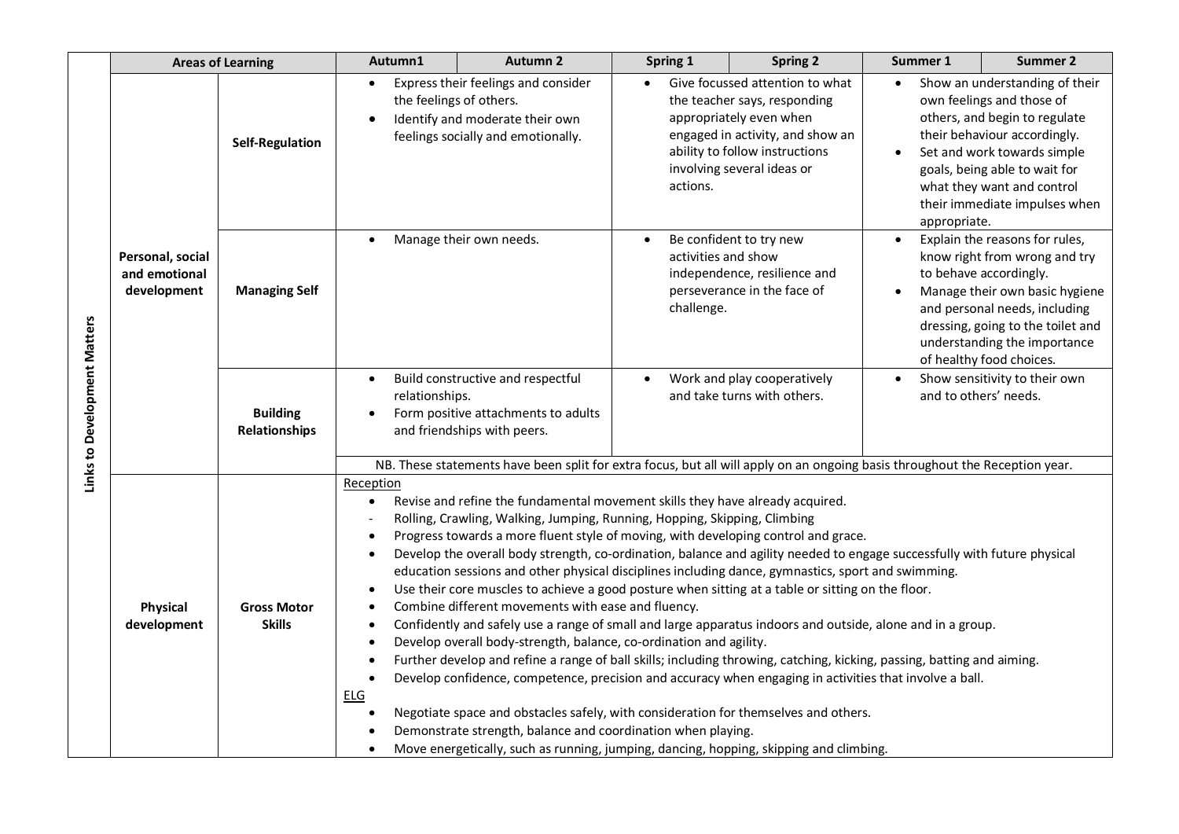| Links to Development Matters | Areas of Learning | | Autumn1 | Autumn 2 | Spring 1 | Spring 2 | Summer 1 | Summer 2 |
|---|---|---|---|---|---|---|---|---|
| | Personal, social and emotional development | Self-Regulation | • Express their feelings and consider the feelings of others.<br>• Identify and moderate their own feelings socially and emotionally. | | • Give focussed attention to what the teacher says, responding appropriately even when engaged in activity, and show an ability to follow instructions involving several ideas or actions. | | • Show an understanding of their own feelings and those of others, and begin to regulate their behaviour accordingly.<br>• Set and work towards simple goals, being able to wait for what they want and control their immediate impulses when appropriate. | |
| | | Managing Self | • Manage their own needs. | | • Be confident to try new activities and show independence, resilience and perseverance in the face of challenge. | | • Explain the reasons for rules, know right from wrong and try to behave accordingly.<br>• Manage their own basic hygiene and personal needs, including dressing, going to the toilet and understanding the importance of healthy food choices. | |
| | | Building Relationships | • Build constructive and respectful relationships.<br>• Form positive attachments to adults and friendships with peers. | | • Work and play cooperatively and take turns with others. | | • Show sensitivity to their own and to others' needs. | |
| | | | NB. These statements have been split for extra focus, but all will apply on an ongoing basis throughout the Reception year. | | | | | |
| | Physical development | Gross Motor Skills | Reception<br>• Revise and refine the fundamental movement skills they have already acquired.<br>- Rolling, Crawling, Walking, Jumping, Running, Hopping, Skipping, Climbing<br>• Progress towards a more fluent style of moving, with developing control and grace.<br>• Develop the overall body strength, co-ordination, balance and agility needed to engage successfully with future physical education sessions and other physical disciplines including dance, gymnastics, sport and swimming.<br>• Use their core muscles to achieve a good posture when sitting at a table or sitting on the floor.<br>• Combine different movements with ease and fluency.<br>• Confidently and safely use a range of small and large apparatus indoors and outside, alone and in a group.<br>• Develop overall body-strength, balance, co-ordination and agility.<br>• Further develop and refine a range of ball skills; including throwing, catching, kicking, passing, batting and aiming.<br>• Develop confidence, competence, precision and accuracy when engaging in activities that involve a ball.<br>ELG<br>• Negotiate space and obstacles safely, with consideration for themselves and others.<br>• Demonstrate strength, balance and coordination when playing.<br>• Move energetically, such as running, jumping, dancing, hopping, skipping and climbing. | | | | | |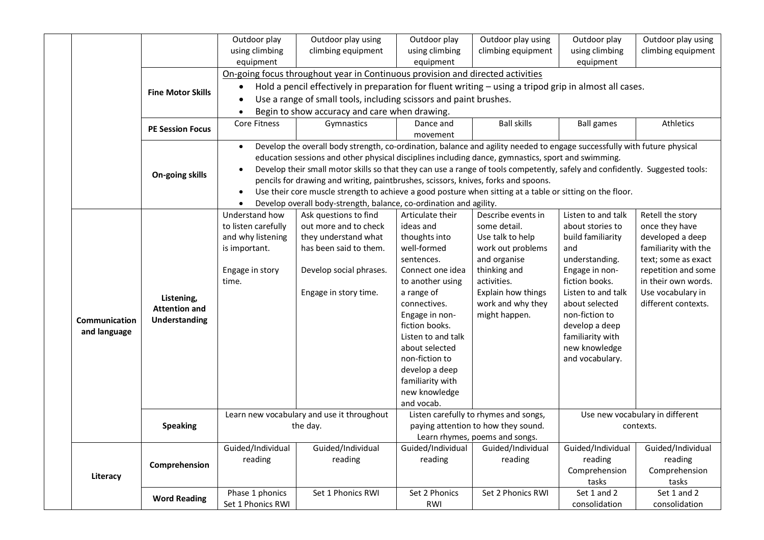| | | | | | | | | |
|---|---|---|---|---|---|---|---|---|
| | | | Outdoor play using climbing equipment | Outdoor play using climbing equipment | Outdoor play using climbing equipment | Outdoor play using climbing equipment | Outdoor play using climbing equipment | Outdoor play using climbing equipment |
| | | **Fine Motor Skills** | On-going focus throughout year in Continuous provision and directed activities<br>• Hold a pencil effectively in preparation for fluent writing – using a tripod grip in almost all cases.<br>• Use a range of small tools, including scissors and paint brushes.<br>• Begin to show accuracy and care when drawing. | | | | | |
| | | **PE Session Focus** | Core Fitness | Gymnastics | Dance and movement | Ball skills | Ball games | Athletics |
| | | **On-going skills** | • Develop the overall body strength, co-ordination, balance and agility needed to engage successfully with future physical education sessions and other physical disciplines including dance, gymnastics, sport and swimming.<br>• Develop their small motor skills so that they can use a range of tools competently, safely and confidently. Suggested tools: pencils for drawing and writing, paintbrushes, scissors, knives, forks and spoons.<br>• Use their core muscle strength to achieve a good posture when sitting at a table or sitting on the floor.<br>• Develop overall body-strength, balance, co-ordination and agility. | | | | | |
| | **Communication and language** | **Listening, Attention and Understanding** | Understand how to listen carefully and why listening is important.<br><br>Engage in story time. | Ask questions to find out more and to check they understand what has been said to them.<br><br>Develop social phrases.<br><br>Engage in story time. | Articulate their ideas and thoughts into well-formed sentences.<br>Connect one idea to another using a range of connectives.<br>Engage in non-fiction books.<br>Listen to and talk about selected non-fiction to develop a deep familiarity with new knowledge and vocab. | Describe events in some detail.<br>Use talk to help work out problems and organise thinking and activities.<br>Explain how things work and why they might happen. | Listen to and talk about stories to build familiarity and understanding.<br>Engage in non-fiction books.<br>Listen to and talk about selected non-fiction to develop a deep familiarity with new knowledge and vocabulary. | Retell the story once they have developed a deep familiarity with the text; some as exact repetition and some in their own words.<br>Use vocabulary in different contexts. |
| | | **Speaking** | Learn new vocabulary and use it throughout the day. | | Listen carefully to rhymes and songs, paying attention to how they sound.<br>Learn rhymes, poems and songs. | | Use new vocabulary in different contexts. | |
| | **Literacy** | **Comprehension** | Guided/Individual reading | Guided/Individual reading | Guided/Individual reading | Guided/Individual reading | Guided/Individual reading<br>Comprehension tasks | Guided/Individual reading<br>Comprehension tasks |
| | | **Word Reading** | Phase 1 phonics<br>Set 1 Phonics RWI | Set 1 Phonics RWI | Set 2 Phonics RWI | Set 2 Phonics RWI | Set 1 and 2 consolidation | Set 1 and 2 consolidation |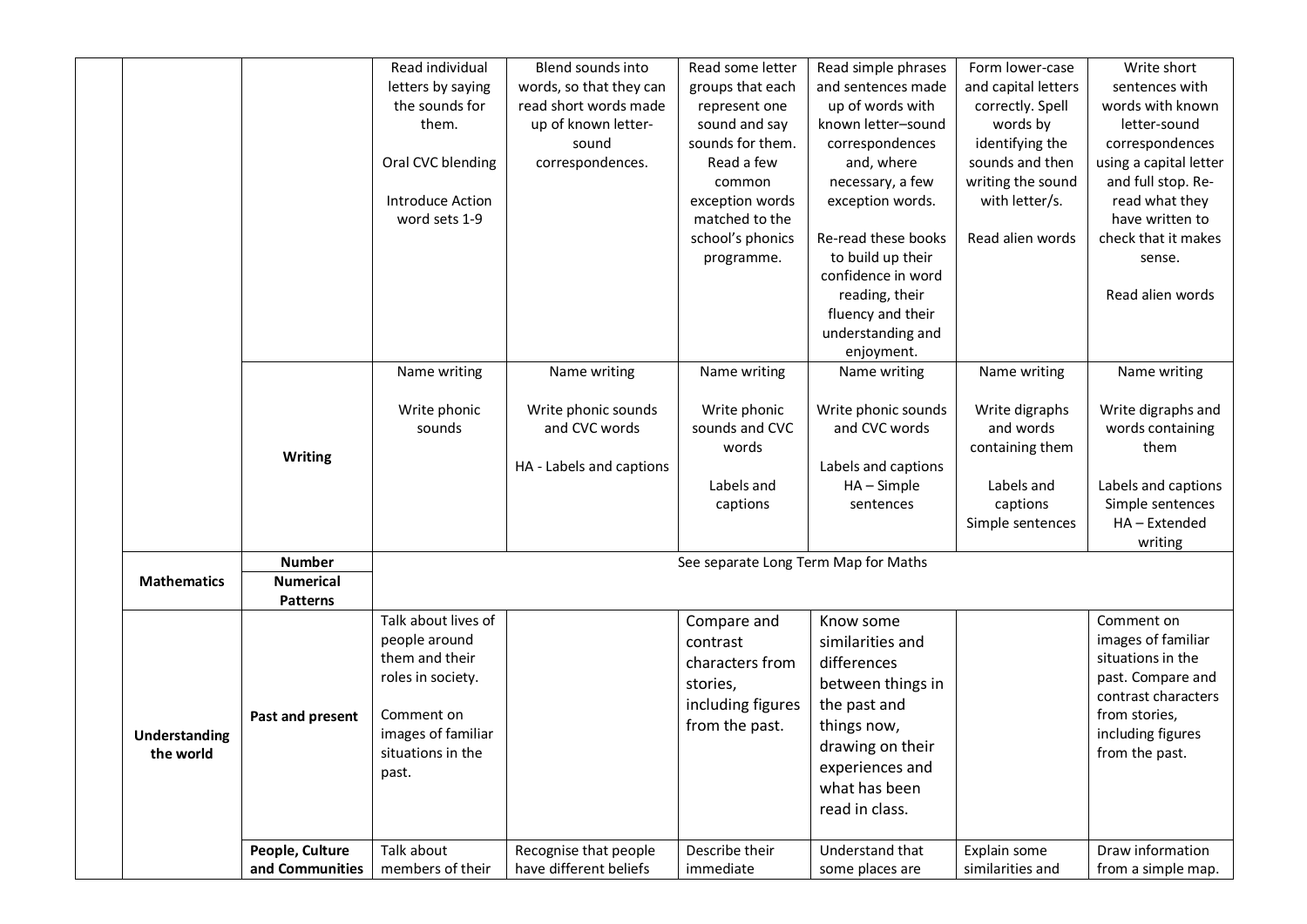| | | | | | | | | |
|---|---|---|---|---|---|---|---|---|
| | | | Read individual letters by saying the sounds for them.<br><br>Oral CVC blending<br><br>Introduce Action word sets 1-9 | Blend sounds into words, so that they can read short words made up of known letter-sound correspondences. | Read some letter groups that each represent one sound and say sounds for them. Read a few common exception words matched to the school's phonics programme. | Read simple phrases and sentences made up of words with known letter–sound correspondences and, where necessary, a few exception words.<br><br>Re-read these books to build up their confidence in word reading, their fluency and their understanding and enjoyment. | Form lower-case and capital letters correctly. Spell words by identifying the sounds and then writing the sound with letter/s.<br><br>Read alien words | Write short sentences with words with known letter-sound correspondences using a capital letter and full stop. Re-read what they have written to check that it makes sense.<br><br>Read alien words |
| | | **Writing** | Name writing<br><br>Write phonic sounds | Name writing<br><br>Write phonic sounds and CVC words<br><br>HA - Labels and captions | Name writing<br><br>Write phonic sounds and CVC words<br><br>Labels and captions | Name writing<br><br>Write phonic sounds and CVC words<br><br>Labels and captions<br>HA – Simple sentences | Name writing<br><br>Write digraphs and words containing them<br><br>Labels and captions<br>Simple sentences | Name writing<br><br>Write digraphs and words containing them<br><br>Labels and captions<br>Simple sentences<br>HA – Extended writing |
| | **Mathematics** | **Number**<br>**Numerical Patterns** | See separate Long Term Map for Maths | | | | | |
| | **Understanding the world** | **Past and present** | Talk about lives of people around them and their roles in society.<br><br>Comment on images of familiar situations in the past. | | Compare and contrast characters from stories, including figures from the past. | Know some similarities and differences between things in the past and things now, drawing on their experiences and what has been read in class. | | Comment on images of familiar situations in the past. Compare and contrast characters from stories, including figures from the past. |
| | | **People, Culture and Communities** | Talk about members of their | Recognise that people have different beliefs | Describe their immediate | Understand that some places are | Explain some similarities and | Draw information from a simple map. |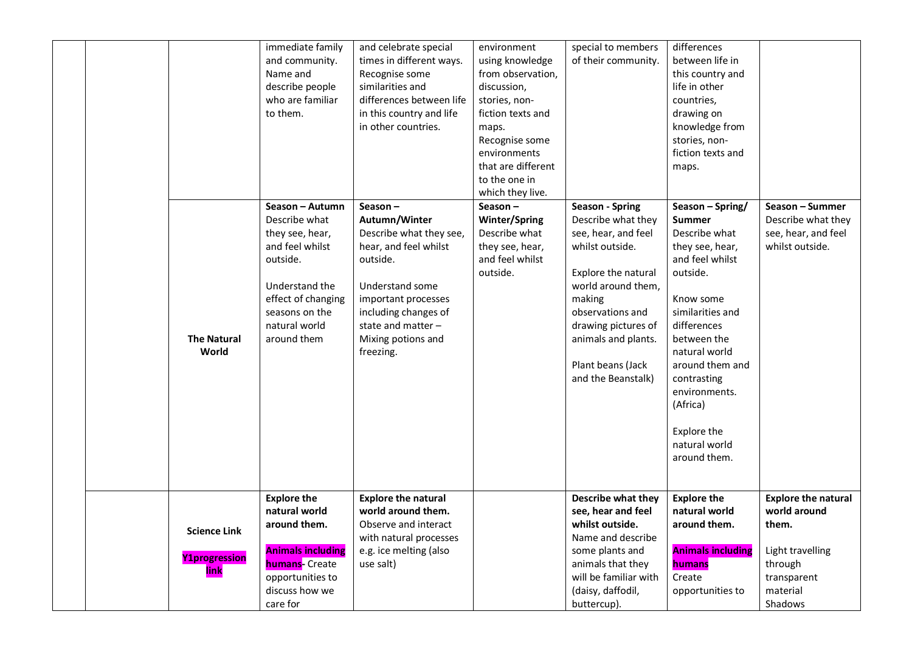| | | | | | | | | |
|---|---|---|---|---|---|---|---|---|
| | | | immediate family and community. Name and describe people who are familiar to them. | and celebrate special times in different ways. Recognise some similarities and differences between life in this country and life in other countries. | environment using knowledge from observation, discussion, stories, non-fiction texts and maps. Recognise some environments that are different to the one in which they live. | special to members of their community. | differences between life in this country and life in other countries, drawing on knowledge from stories, non-fiction texts and maps. | |
| | | **The Natural World** | **Season – Autumn** Describe what they see, hear, and feel whilst outside. Understand the effect of changing seasons on the natural world around them | **Season – Autumn/Winter** Describe what they see, hear, and feel whilst outside. Understand some important processes including changes of state and matter – Mixing potions and freezing. | **Season – Winter/Spring** Describe what they see, hear, and feel whilst outside. | **Season - Spring** Describe what they see, hear, and feel whilst outside. Explore the natural world around them, making observations and drawing pictures of animals and plants. Plant beans (Jack and the Beanstalk) | **Season – Spring/ Summer** Describe what they see, hear, and feel whilst outside. Know some similarities and differences between the natural world around them and contrasting environments. (Africa) Explore the natural world around them. | **Season – Summer** Describe what they see, hear, and feel whilst outside. |
| | | **Science Link** **Y1progression link** | **Explore the natural world around them.** **Animals including humans**- Create opportunities to discuss how we care for | **Explore the natural world around them.** Observe and interact with natural processes e.g. ice melting (also use salt) | | **Describe what they see, hear and feel whilst outside.** Name and describe some plants and animals that they will be familiar with (daisy, daffodil, buttercup). | **Explore the natural world around them.** **Animals including humans** Create opportunities to | **Explore the natural world around them.** Light travelling through transparent material Shadows |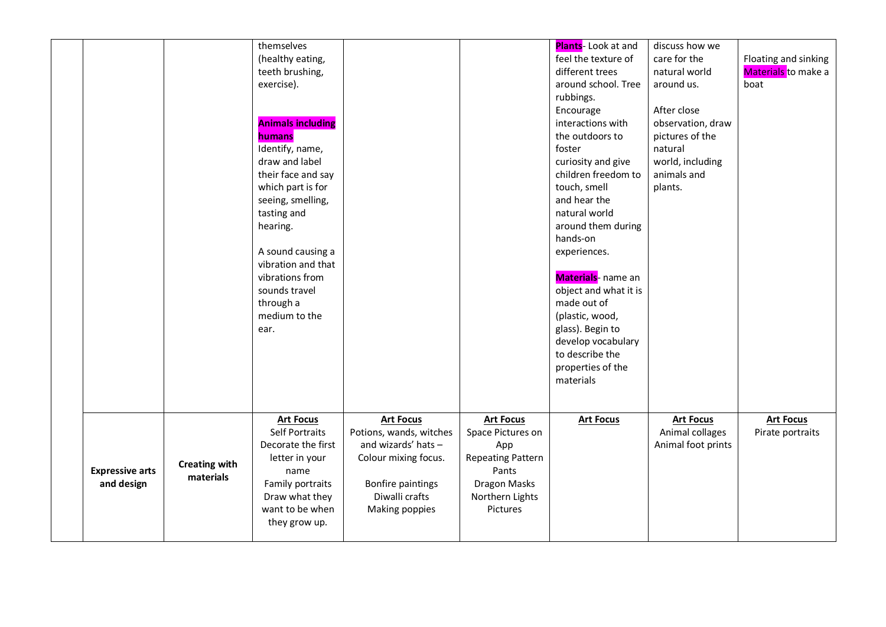| | | | | | | | |
|---|---|---|---|---|---|---|---|
| | | themselves (healthy eating, teeth brushing, exercise).<br><br>**Animals including humans**<br>Identify, name, draw and label their face and say which part is for seeing, smelling, tasting and hearing.<br><br>A sound causing a vibration and that vibrations from sounds travel through a medium to the ear. | | | **Plants**- Look at and feel the texture of different trees around school. Tree rubbings.<br>Encourage interactions with the outdoors to foster curiosity and give children freedom to touch, smell and hear the natural world around them during hands-on experiences.<br><br>**Materials**- name an object and what it is made out of (plastic, wood, glass). Begin to develop vocabulary to describe the properties of the materials | discuss how we care for the natural world around us.<br><br>After close observation, draw pictures of the natural world, including animals and plants. | Floating and sinking<br>Materials to make a boat |
| **Expressive arts and design** | **Creating with materials** | **Art Focus**<br>Self Portraits<br>Decorate the first letter in your name<br>Family portraits<br>Draw what they want to be when they grow up. | **Art Focus**<br>Potions, wands, witches and wizards' hats – Colour mixing focus.<br><br>Bonfire paintings<br>Diwali crafts<br>Making poppies | **Art Focus**<br>Space Pictures on App<br>Repeating Pattern Pants<br>Dragon Masks<br>Northern Lights Pictures | **Art Focus** | **Art Focus**<br>Animal collages<br>Animal foot prints | **Art Focus**<br>Pirate portraits |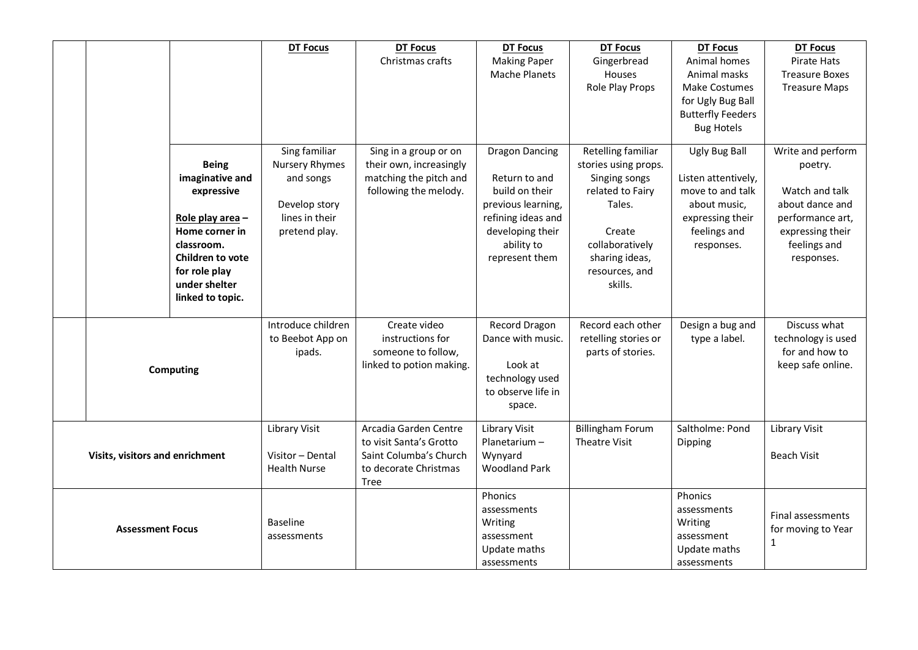| | | | | | | | | |
|---|---|---|---|---|---|---|---|---|
| | | | **DT Focus** | **DT Focus** Christmas crafts | **DT Focus** Making Paper Mache Planets | **DT Focus** Gingerbread Houses Role Play Props | **DT Focus** Animal homes Animal masks Make Costumes for Ugly Bug Ball Butterfly Feeders Bug Hotels | **DT Focus** Pirate Hats Treasure Boxes Treasure Maps |
| | | **Being imaginative and expressive** <br><br> **Role play area – Home corner in classroom. Children to vote for role play under shelter linked to topic.** | Sing familiar Nursery Rhymes and songs <br><br> Develop story lines in their pretend play. | Sing in a group or on their own, increasingly matching the pitch and following the melody. | Dragon Dancing <br><br> Return to and build on their previous learning, refining ideas and developing their ability to represent them | Retelling familiar stories using props. Singing songs related to Fairy Tales. <br><br> Create collaboratively sharing ideas, resources, and skills. | Ugly Bug Ball <br><br> Listen attentively, move to and talk about music, expressing their feelings and responses. | Write and perform poetry. <br><br> Watch and talk about dance and performance art, expressing their feelings and responses. |
| | **Computing** | | Introduce children to Beebot App on ipads. | Create video instructions for someone to follow, linked to potion making. | Record Dragon Dance with music. <br><br> Look at technology used to observe life in space. | Record each other retelling stories or parts of stories. | Design a bug and type a label. | Discuss what technology is used for and how to keep safe online. |
| **Visits, visitors and enrichment** | | | Library Visit <br><br> Visitor – Dental Health Nurse | Arcadia Garden Centre to visit Santa's Grotto Saint Columba's Church to decorate Christmas Tree | Library Visit Planetarium – Wynyard Woodland Park | Billingham Forum Theatre Visit | Saltholme: Pond Dipping | Library Visit <br><br> Beach Visit |
| **Assessment Focus** | | | Baseline assessments | | Phonics assessments Writing assessment Update maths assessments | | Phonics assessments Writing assessment Update maths assessments | Final assessments for moving to Year 1 |